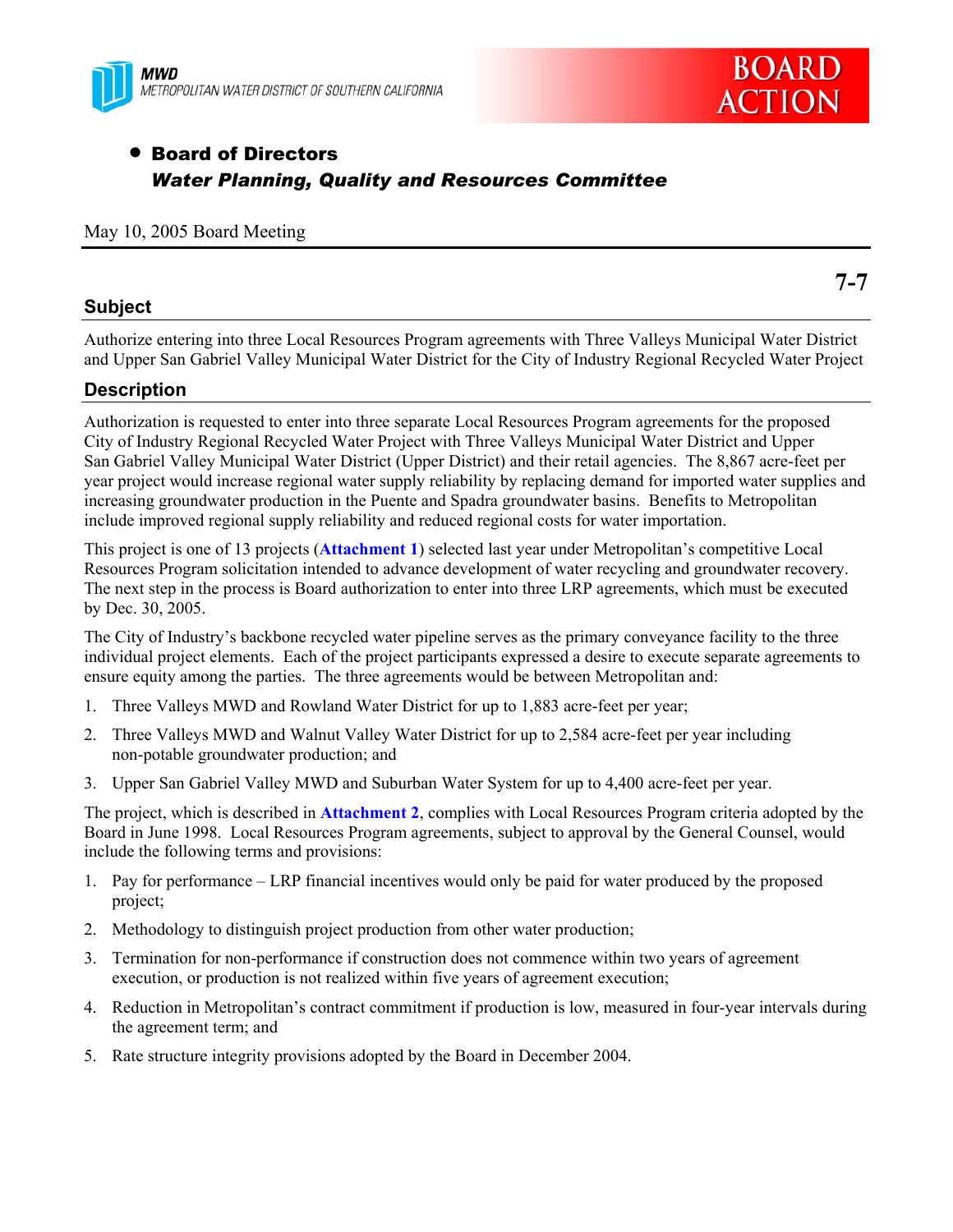MWD
METROPOLITAN WATER DISTRICT OF SOUTHERN CALIFORNIA

BOARD ACTION

- **Board of Directors**
  ***Water Planning, Quality and Resources Committee***

May 10, 2005 Board Meeting

**7-7**

## Subject

Authorize entering into three Local Resources Program agreements with Three Valleys Municipal Water District and Upper San Gabriel Valley Municipal Water District for the City of Industry Regional Recycled Water Project

## Description

Authorization is requested to enter into three separate Local Resources Program agreements for the proposed City of Industry Regional Recycled Water Project with Three Valleys Municipal Water District and Upper San Gabriel Valley Municipal Water District (Upper District) and their retail agencies. The 8,867 acre-feet per year project would increase regional water supply reliability by replacing demand for imported water supplies and increasing groundwater production in the Puente and Spadra groundwater basins. Benefits to Metropolitan include improved regional supply reliability and reduced regional costs for water importation.

This project is one of 13 projects (**Attachment 1**) selected last year under Metropolitan's competitive Local Resources Program solicitation intended to advance development of water recycling and groundwater recovery. The next step in the process is Board authorization to enter into three LRP agreements, which must be executed by Dec. 30, 2005.

The City of Industry's backbone recycled water pipeline serves as the primary conveyance facility to the three individual project elements. Each of the project participants expressed a desire to execute separate agreements to ensure equity among the parties. The three agreements would be between Metropolitan and:

1. Three Valleys MWD and Rowland Water District for up to 1,883 acre-feet per year;
2. Three Valleys MWD and Walnut Valley Water District for up to 2,584 acre-feet per year including non-potable groundwater production; and
3. Upper San Gabriel Valley MWD and Suburban Water System for up to 4,400 acre-feet per year.

The project, which is described in **Attachment 2**, complies with Local Resources Program criteria adopted by the Board in June 1998. Local Resources Program agreements, subject to approval by the General Counsel, would include the following terms and provisions:

1. Pay for performance – LRP financial incentives would only be paid for water produced by the proposed project;
2. Methodology to distinguish project production from other water production;
3. Termination for non-performance if construction does not commence within two years of agreement execution, or production is not realized within five years of agreement execution;
4. Reduction in Metropolitan's contract commitment if production is low, measured in four-year intervals during the agreement term; and
5. Rate structure integrity provisions adopted by the Board in December 2004.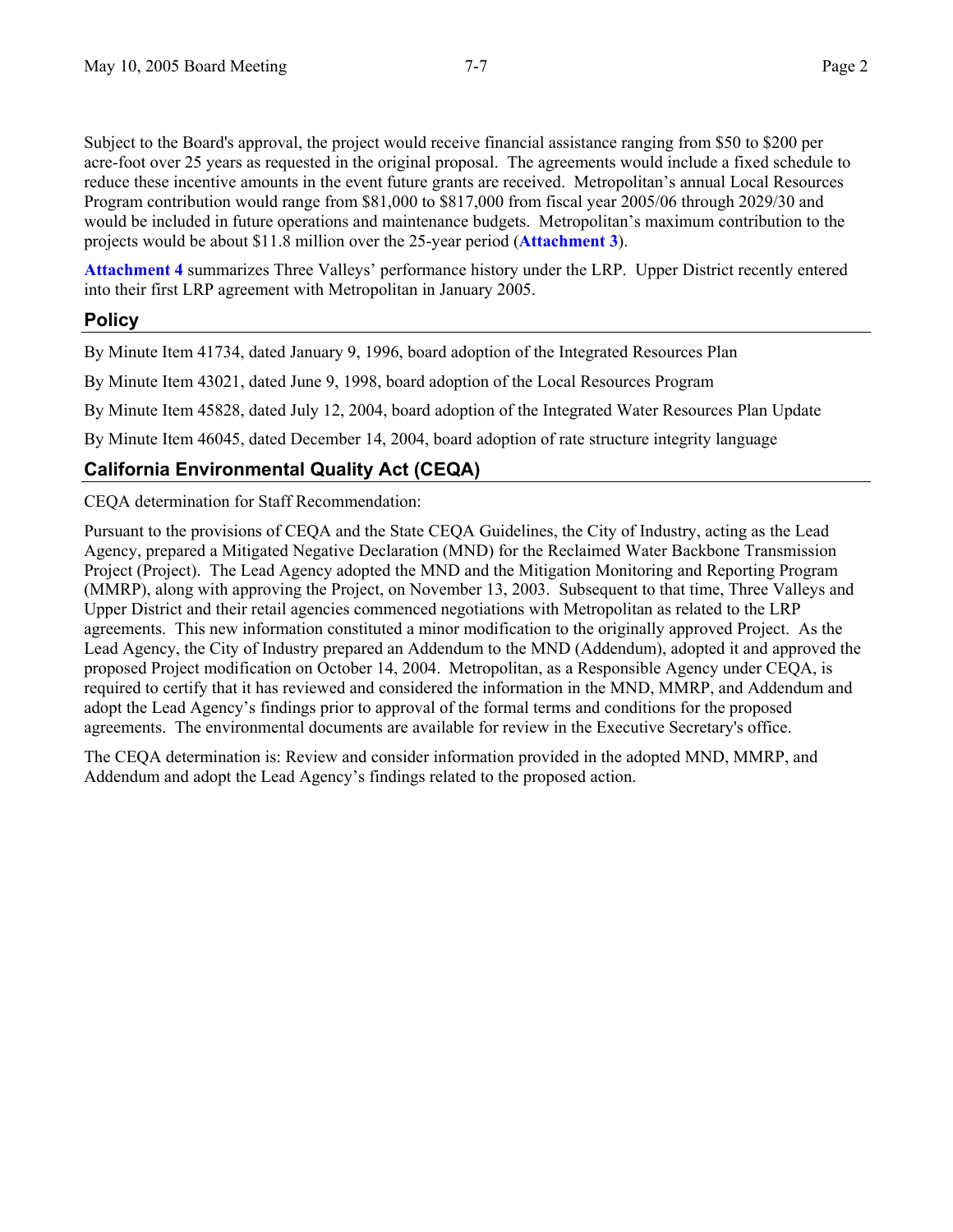Subject to the Board's approval, the project would receive financial assistance ranging from $50 to $200 per acre-foot over 25 years as requested in the original proposal. The agreements would include a fixed schedule to reduce these incentive amounts in the event future grants are received. Metropolitan's annual Local Resources Program contribution would range from $81,000 to $817,000 from fiscal year 2005/06 through 2029/30 and would be included in future operations and maintenance budgets. Metropolitan's maximum contribution to the projects would be about $11.8 million over the 25-year period (**Attachment 3**).

**Attachment 4** summarizes Three Valleys' performance history under the LRP. Upper District recently entered into their first LRP agreement with Metropolitan in January 2005.

## Policy

By Minute Item 41734, dated January 9, 1996, board adoption of the Integrated Resources Plan

By Minute Item 43021, dated June 9, 1998, board adoption of the Local Resources Program

By Minute Item 45828, dated July 12, 2004, board adoption of the Integrated Water Resources Plan Update

By Minute Item 46045, dated December 14, 2004, board adoption of rate structure integrity language

## California Environmental Quality Act (CEQA)

CEQA determination for Staff Recommendation:

Pursuant to the provisions of CEQA and the State CEQA Guidelines, the City of Industry, acting as the Lead Agency, prepared a Mitigated Negative Declaration (MND) for the Reclaimed Water Backbone Transmission Project (Project). The Lead Agency adopted the MND and the Mitigation Monitoring and Reporting Program (MMRP), along with approving the Project, on November 13, 2003. Subsequent to that time, Three Valleys and Upper District and their retail agencies commenced negotiations with Metropolitan as related to the LRP agreements. This new information constituted a minor modification to the originally approved Project. As the Lead Agency, the City of Industry prepared an Addendum to the MND (Addendum), adopted it and approved the proposed Project modification on October 14, 2004. Metropolitan, as a Responsible Agency under CEQA, is required to certify that it has reviewed and considered the information in the MND, MMRP, and Addendum and adopt the Lead Agency's findings prior to approval of the formal terms and conditions for the proposed agreements. The environmental documents are available for review in the Executive Secretary's office.

The CEQA determination is: Review and consider information provided in the adopted MND, MMRP, and Addendum and adopt the Lead Agency's findings related to the proposed action.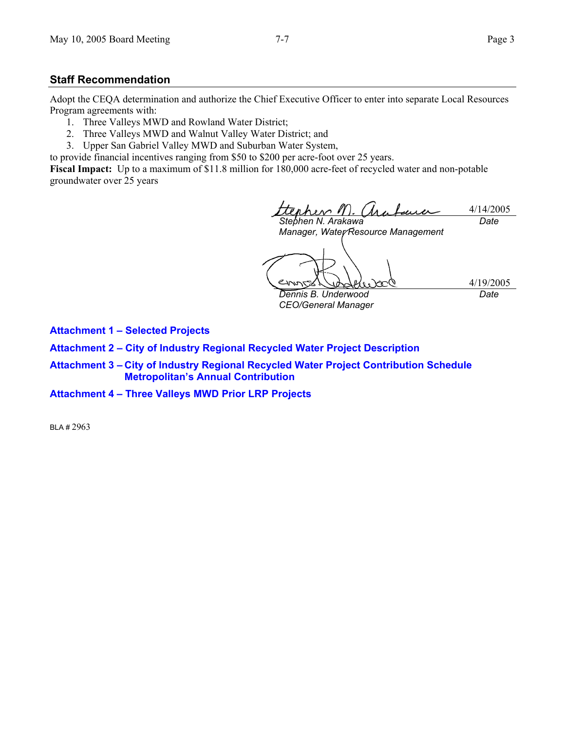## Staff Recommendation

Adopt the CEQA determination and authorize the Chief Executive Officer to enter into separate Local Resources Program agreements with:

1. Three Valleys MWD and Rowland Water District;
2. Three Valleys MWD and Walnut Valley Water District; and
3. Upper San Gabriel Valley MWD and Suburban Water System,

to provide financial incentives ranging from $50 to $200 per acre-foot over 25 years.

**Fiscal Impact:** Up to a maximum of $11.8 million for 180,000 acre-feet of recycled water and non-potable groundwater over 25 years

| | |
|---|---|
| *Stephen N. Arakawa* | 4/14/2005 |
| *Manager, Water Resource Management* | *Date* |

| | |
|---|---|
| *Dennis B. Underwood* | 4/19/2005 |
| *CEO/General Manager* | *Date* |

**Attachment 1 – Selected Projects**

**Attachment 2 – City of Industry Regional Recycled Water Project Description**

**Attachment 3 – City of Industry Regional Recycled Water Project Contribution Schedule Metropolitan's Annual Contribution**

**Attachment 4 – Three Valleys MWD Prior LRP Projects**

BLA # 2963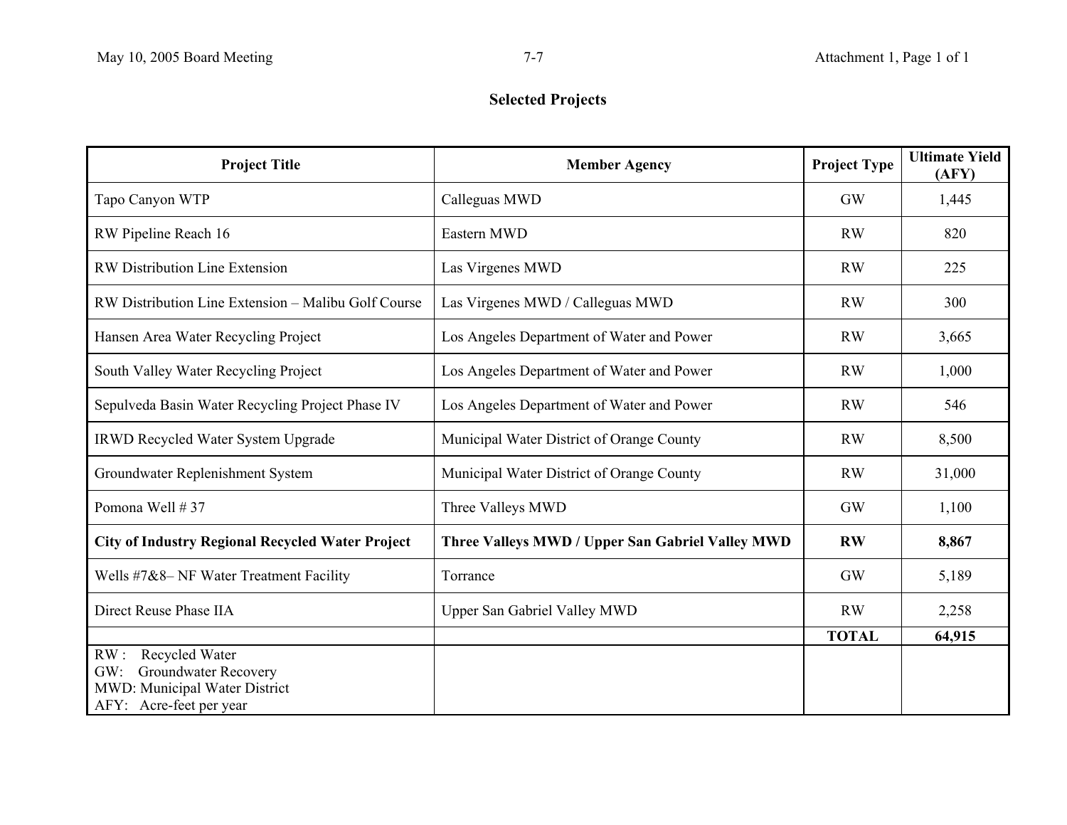# Selected Projects

| Project Title | Member Agency | Project Type | Ultimate Yield (AFY) |
|---|---|---|---|
| Tapo Canyon WTP | Calleguas MWD | GW | 1,445 |
| RW Pipeline Reach 16 | Eastern MWD | RW | 820 |
| RW Distribution Line Extension | Las Virgenes MWD | RW | 225 |
| RW Distribution Line Extension – Malibu Golf Course | Las Virgenes MWD / Calleguas MWD | RW | 300 |
| Hansen Area Water Recycling Project | Los Angeles Department of Water and Power | RW | 3,665 |
| South Valley Water Recycling Project | Los Angeles Department of Water and Power | RW | 1,000 |
| Sepulveda Basin Water Recycling Project Phase IV | Los Angeles Department of Water and Power | RW | 546 |
| IRWD Recycled Water System Upgrade | Municipal Water District of Orange County | RW | 8,500 |
| Groundwater Replenishment System | Municipal Water District of Orange County | RW | 31,000 |
| Pomona Well # 37 | Three Valleys MWD | GW | 1,100 |
| **City of Industry Regional Recycled Water Project** | **Three Valleys MWD / Upper San Gabriel Valley MWD** | **RW** | **8,867** |
| Wells #7&8– NF Water Treatment Facility | Torrance | GW | 5,189 |
| Direct Reuse Phase IIA | Upper San Gabriel Valley MWD | RW | 2,258 |
| | | **TOTAL** | **64,915** |
| RW: Recycled Water<br>GW: Groundwater Recovery<br>MWD: Municipal Water District<br>AFY: Acre-feet per year | | | |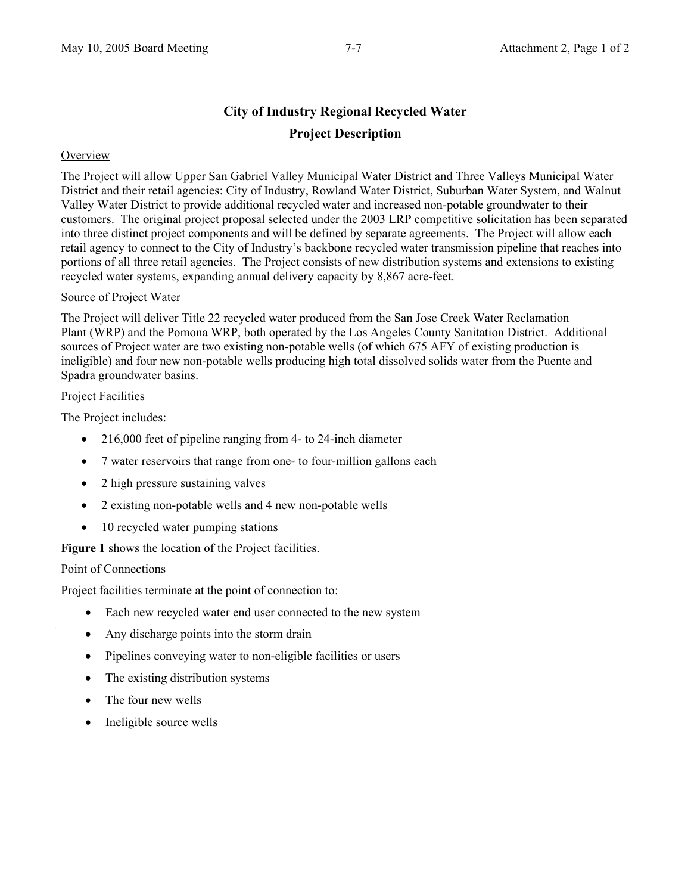# City of Industry Regional Recycled Water

## Project Description

### Overview

The Project will allow Upper San Gabriel Valley Municipal Water District and Three Valleys Municipal Water District and their retail agencies: City of Industry, Rowland Water District, Suburban Water System, and Walnut Valley Water District to provide additional recycled water and increased non-potable groundwater to their customers. The original project proposal selected under the 2003 LRP competitive solicitation has been separated into three distinct project components and will be defined by separate agreements. The Project will allow each retail agency to connect to the City of Industry's backbone recycled water transmission pipeline that reaches into portions of all three retail agencies. The Project consists of new distribution systems and extensions to existing recycled water systems, expanding annual delivery capacity by 8,867 acre-feet.

### Source of Project Water

The Project will deliver Title 22 recycled water produced from the San Jose Creek Water Reclamation Plant (WRP) and the Pomona WRP, both operated by the Los Angeles County Sanitation District. Additional sources of Project water are two existing non-potable wells (of which 675 AFY of existing production is ineligible) and four new non-potable wells producing high total dissolved solids water from the Puente and Spadra groundwater basins.

### Project Facilities

The Project includes:

- 216,000 feet of pipeline ranging from 4- to 24-inch diameter
- 7 water reservoirs that range from one- to four-million gallons each
- 2 high pressure sustaining valves
- 2 existing non-potable wells and 4 new non-potable wells
- 10 recycled water pumping stations

**Figure 1** shows the location of the Project facilities.

### Point of Connections

Project facilities terminate at the point of connection to:

- Each new recycled water end user connected to the new system
- Any discharge points into the storm drain
- Pipelines conveying water to non-eligible facilities or users
- The existing distribution systems
- The four new wells
- Ineligible source wells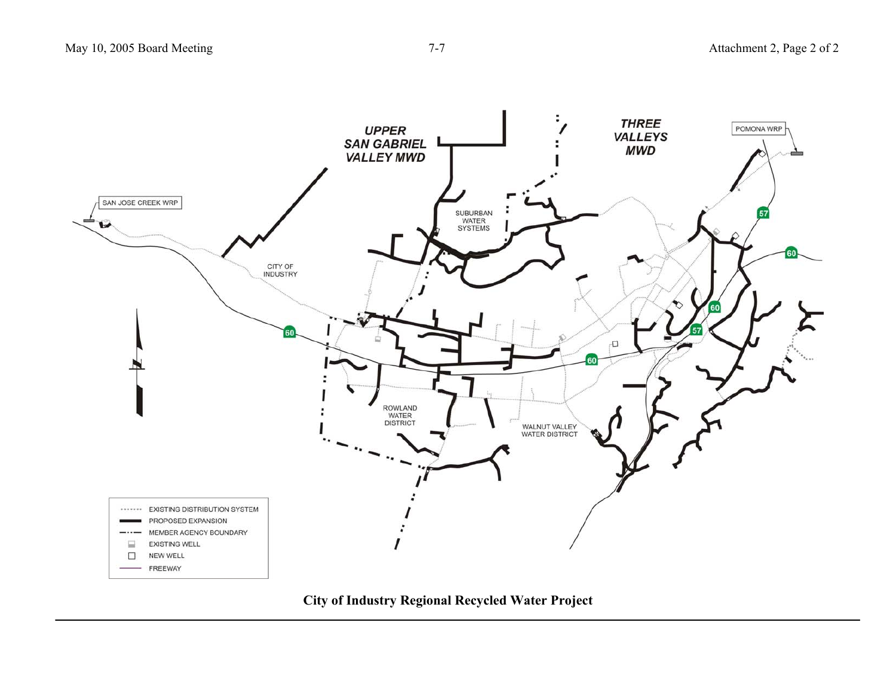UPPER SAN GABRIEL VALLEY MWD

THREE VALLEYS MWD

POMONA WRP

SAN JOSE CREEK WRP

SUBURBAN WATER SYSTEMS

CITY OF INDUSTRY

ROWLAND WATER DISTRICT

WALNUT VALLEY WATER DISTRICT

60

57

- EXISTING DISTRIBUTION SYSTEM
- PROPOSED EXPANSION
- MEMBER AGENCY BOUNDARY
- EXISTING WELL
- NEW WELL
- FREEWAY

**City of Industry Regional Recycled Water Project**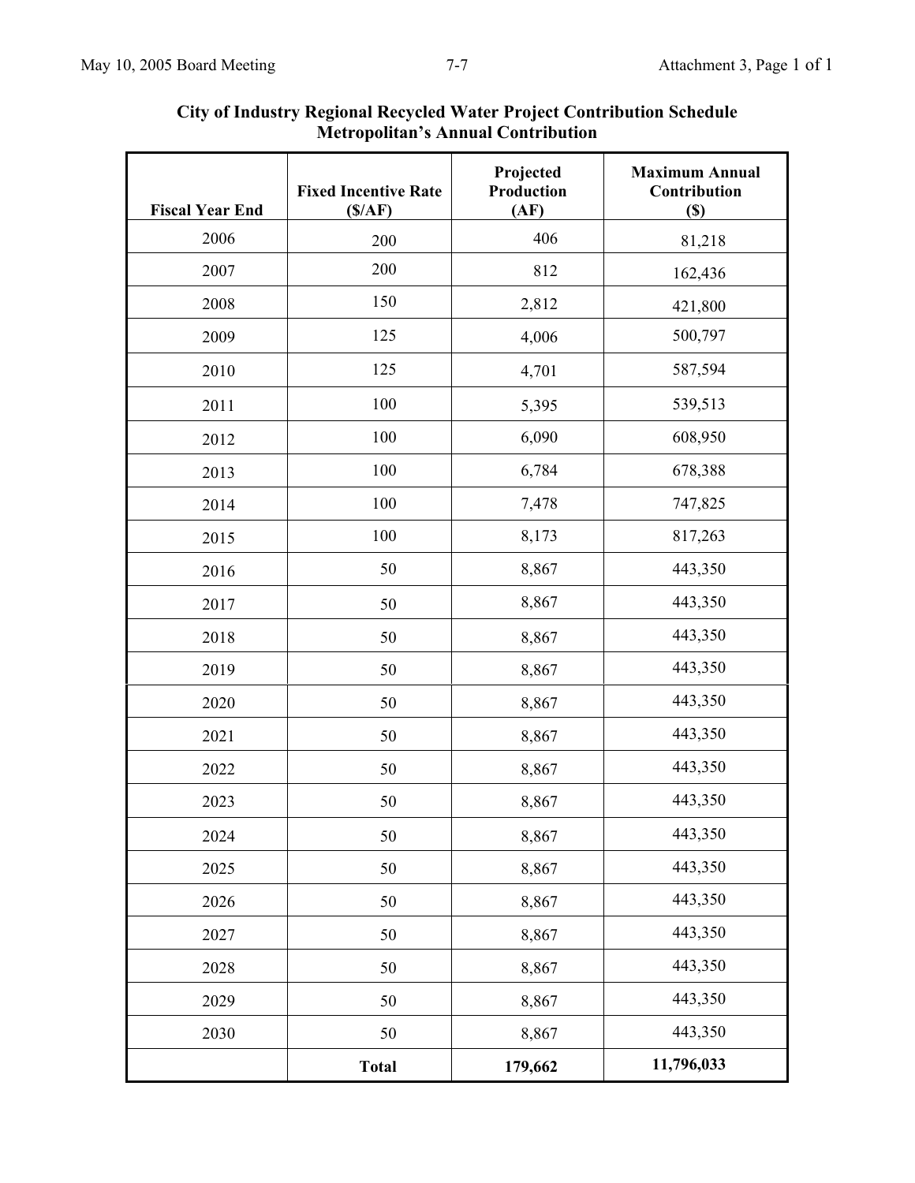**City of Industry Regional Recycled Water Project Contribution Schedule**
**Metropolitan's Annual Contribution**

| Fiscal Year End | Fixed Incentive Rate ($/AF) | Projected Production (AF) | Maximum Annual Contribution ($) |
|---|---|---|---|
| 2006 | 200 | 406 | 81,218 |
| 2007 | 200 | 812 | 162,436 |
| 2008 | 150 | 2,812 | 421,800 |
| 2009 | 125 | 4,006 | 500,797 |
| 2010 | 125 | 4,701 | 587,594 |
| 2011 | 100 | 5,395 | 539,513 |
| 2012 | 100 | 6,090 | 608,950 |
| 2013 | 100 | 6,784 | 678,388 |
| 2014 | 100 | 7,478 | 747,825 |
| 2015 | 100 | 8,173 | 817,263 |
| 2016 | 50 | 8,867 | 443,350 |
| 2017 | 50 | 8,867 | 443,350 |
| 2018 | 50 | 8,867 | 443,350 |
| 2019 | 50 | 8,867 | 443,350 |
| 2020 | 50 | 8,867 | 443,350 |
| 2021 | 50 | 8,867 | 443,350 |
| 2022 | 50 | 8,867 | 443,350 |
| 2023 | 50 | 8,867 | 443,350 |
| 2024 | 50 | 8,867 | 443,350 |
| 2025 | 50 | 8,867 | 443,350 |
| 2026 | 50 | 8,867 | 443,350 |
| 2027 | 50 | 8,867 | 443,350 |
| 2028 | 50 | 8,867 | 443,350 |
| 2029 | 50 | 8,867 | 443,350 |
| 2030 | 50 | 8,867 | 443,350 |
| | **Total** | **179,662** | **11,796,033** |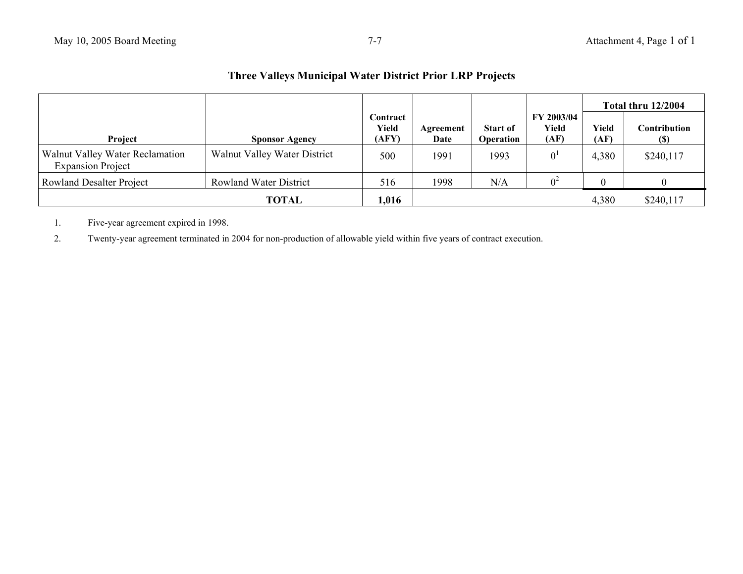## Three Valleys Municipal Water District Prior LRP Projects

| Project | Sponsor Agency | Contract Yield (AFY) | Agreement Date | Start of Operation | FY 2003/04 Yield (AF) | Total thru 12/2004 | |
|---|---|---|---|---|---|---|---|
| | | | | | | Yield (AF) | Contribution ($) |
| Walnut Valley Water Reclamation Expansion Project | Walnut Valley Water District | 500 | 1991 | 1993 | 0[1] | 4,380 | $240,117 |
| Rowland Desalter Project | Rowland Water District | 516 | 1998 | N/A | 0[2] | 0 | 0 |
| **TOTAL** | | **1,016** | | | | 4,380 | $240,117 |

1. Five-year agreement expired in 1998.
2. Twenty-year agreement terminated in 2004 for non-production of allowable yield within five years of contract execution.